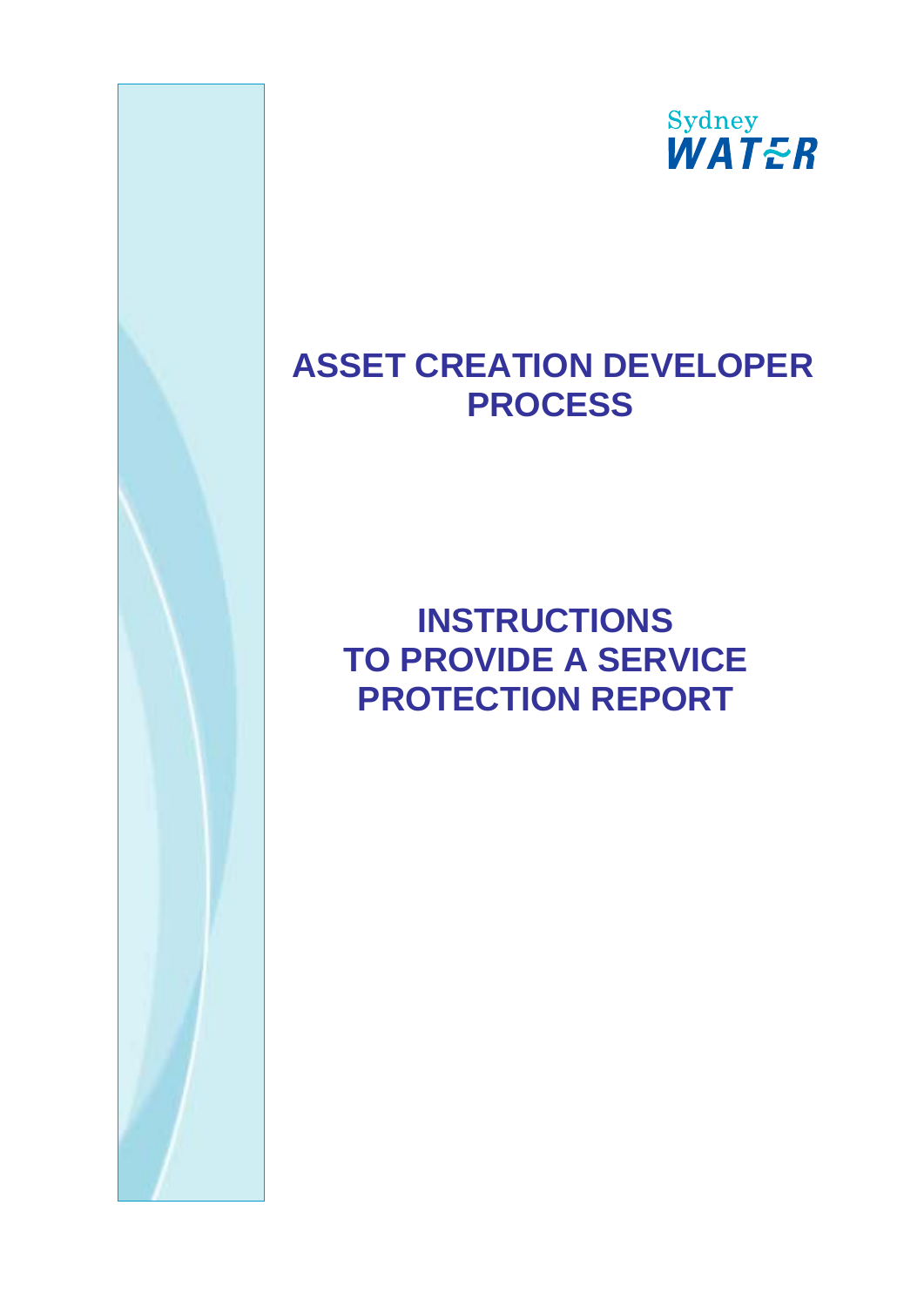Sydney WATER

# ASSET CREATION DEVELOPER PROCESS

# INSTRUCTIONS TO PROVIDE A SERVICE PROTECTION REPORT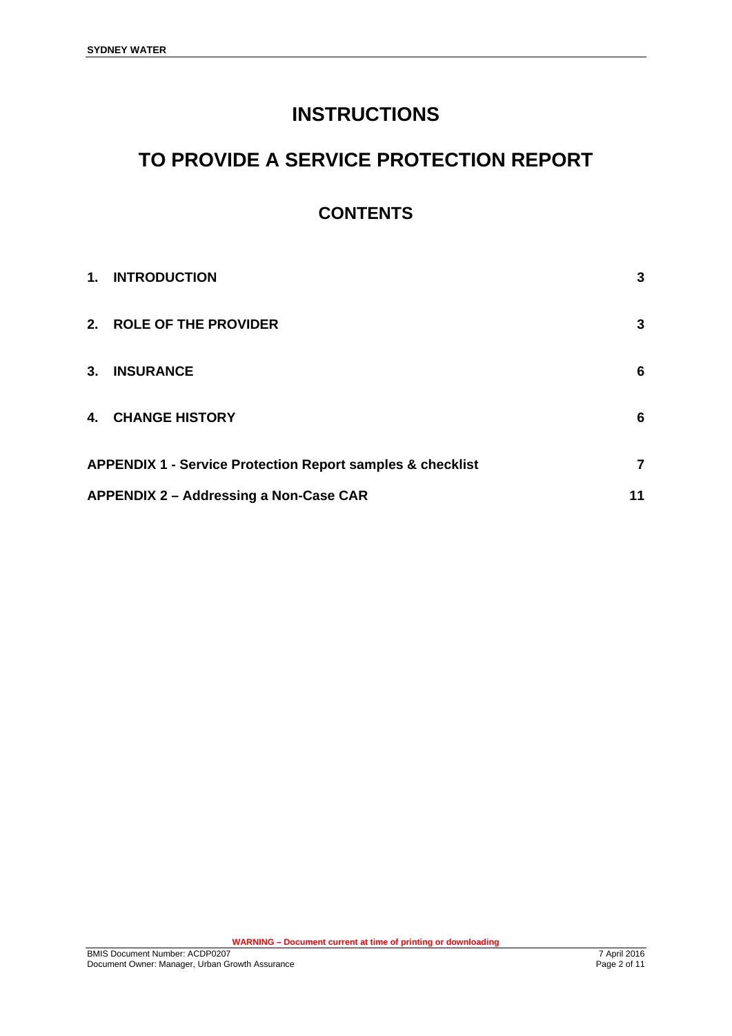# INSTRUCTIONS

# TO PROVIDE A SERVICE PROTECTION REPORT

## CONTENTS

| | |
|---|---|
| **1. INTRODUCTION** | **3** |
| **2. ROLE OF THE PROVIDER** | **3** |
| **3. INSURANCE** | **6** |
| **4. CHANGE HISTORY** | **6** |
| **APPENDIX 1 - Service Protection Report samples & checklist** | **7** |
| **APPENDIX 2 – Addressing a Non-Case CAR** | **11** |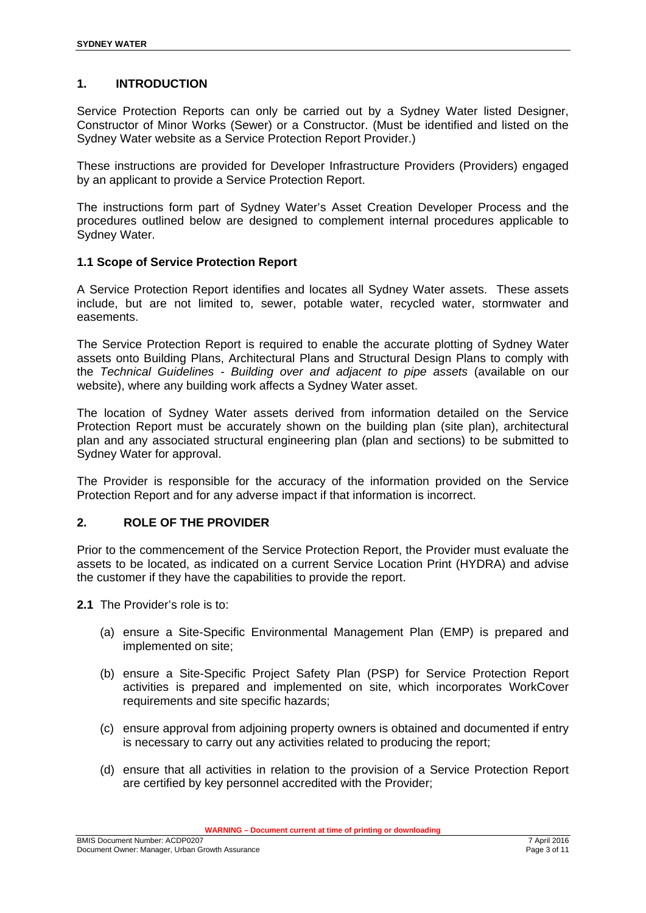## 1. INTRODUCTION

Service Protection Reports can only be carried out by a Sydney Water listed Designer, Constructor of Minor Works (Sewer) or a Constructor. (Must be identified and listed on the Sydney Water website as a Service Protection Report Provider.)

These instructions are provided for Developer Infrastructure Providers (Providers) engaged by an applicant to provide a Service Protection Report.

The instructions form part of Sydney Water's Asset Creation Developer Process and the procedures outlined below are designed to complement internal procedures applicable to Sydney Water.

### 1.1 Scope of Service Protection Report

A Service Protection Report identifies and locates all Sydney Water assets. These assets include, but are not limited to, sewer, potable water, recycled water, stormwater and easements.

The Service Protection Report is required to enable the accurate plotting of Sydney Water assets onto Building Plans, Architectural Plans and Structural Design Plans to comply with the *Technical Guidelines - Building over and adjacent to pipe assets* (available on our website), where any building work affects a Sydney Water asset.

The location of Sydney Water assets derived from information detailed on the Service Protection Report must be accurately shown on the building plan (site plan), architectural plan and any associated structural engineering plan (plan and sections) to be submitted to Sydney Water for approval.

The Provider is responsible for the accuracy of the information provided on the Service Protection Report and for any adverse impact if that information is incorrect.

## 2. ROLE OF THE PROVIDER

Prior to the commencement of the Service Protection Report, the Provider must evaluate the assets to be located, as indicated on a current Service Location Print (HYDRA) and advise the customer if they have the capabilities to provide the report.

**2.1** The Provider's role is to:

(a) ensure a Site-Specific Environmental Management Plan (EMP) is prepared and implemented on site;

(b) ensure a Site-Specific Project Safety Plan (PSP) for Service Protection Report activities is prepared and implemented on site, which incorporates WorkCover requirements and site specific hazards;

(c) ensure approval from adjoining property owners is obtained and documented if entry is necessary to carry out any activities related to producing the report;

(d) ensure that all activities in relation to the provision of a Service Protection Report are certified by key personnel accredited with the Provider;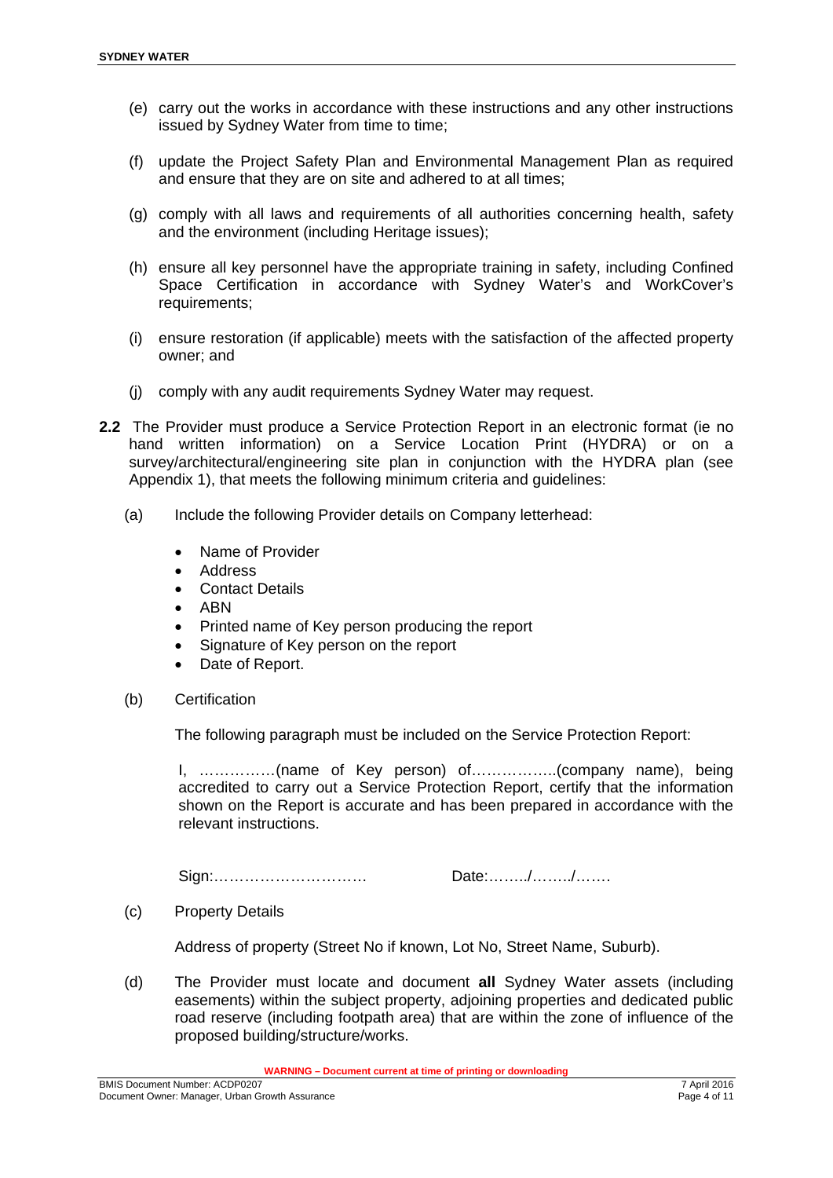(e) carry out the works in accordance with these instructions and any other instructions issued by Sydney Water from time to time;

(f) update the Project Safety Plan and Environmental Management Plan as required and ensure that they are on site and adhered to at all times;

(g) comply with all laws and requirements of all authorities concerning health, safety and the environment (including Heritage issues);

(h) ensure all key personnel have the appropriate training in safety, including Confined Space Certification in accordance with Sydney Water's and WorkCover's requirements;

(i) ensure restoration (if applicable) meets with the satisfaction of the affected property owner; and

(j) comply with any audit requirements Sydney Water may request.

**2.2** The Provider must produce a Service Protection Report in an electronic format (ie no hand written information) on a Service Location Print (HYDRA) or on a survey/architectural/engineering site plan in conjunction with the HYDRA plan (see Appendix 1), that meets the following minimum criteria and guidelines:

(a) Include the following Provider details on Company letterhead:

- Name of Provider
- Address
- Contact Details
- ABN
- Printed name of Key person producing the report
- Signature of Key person on the report
- Date of Report.

(b) Certification

The following paragraph must be included on the Service Protection Report:

I, ……………(name of Key person) of……………..(company name), being accredited to carry out a Service Protection Report, certify that the information shown on the Report is accurate and has been prepared in accordance with the relevant instructions.

Sign:………………………… Date:……../……../…….

(c) Property Details

Address of property (Street No if known, Lot No, Street Name, Suburb).

(d) The Provider must locate and document **all** Sydney Water assets (including easements) within the subject property, adjoining properties and dedicated public road reserve (including footpath area) that are within the zone of influence of the proposed building/structure/works.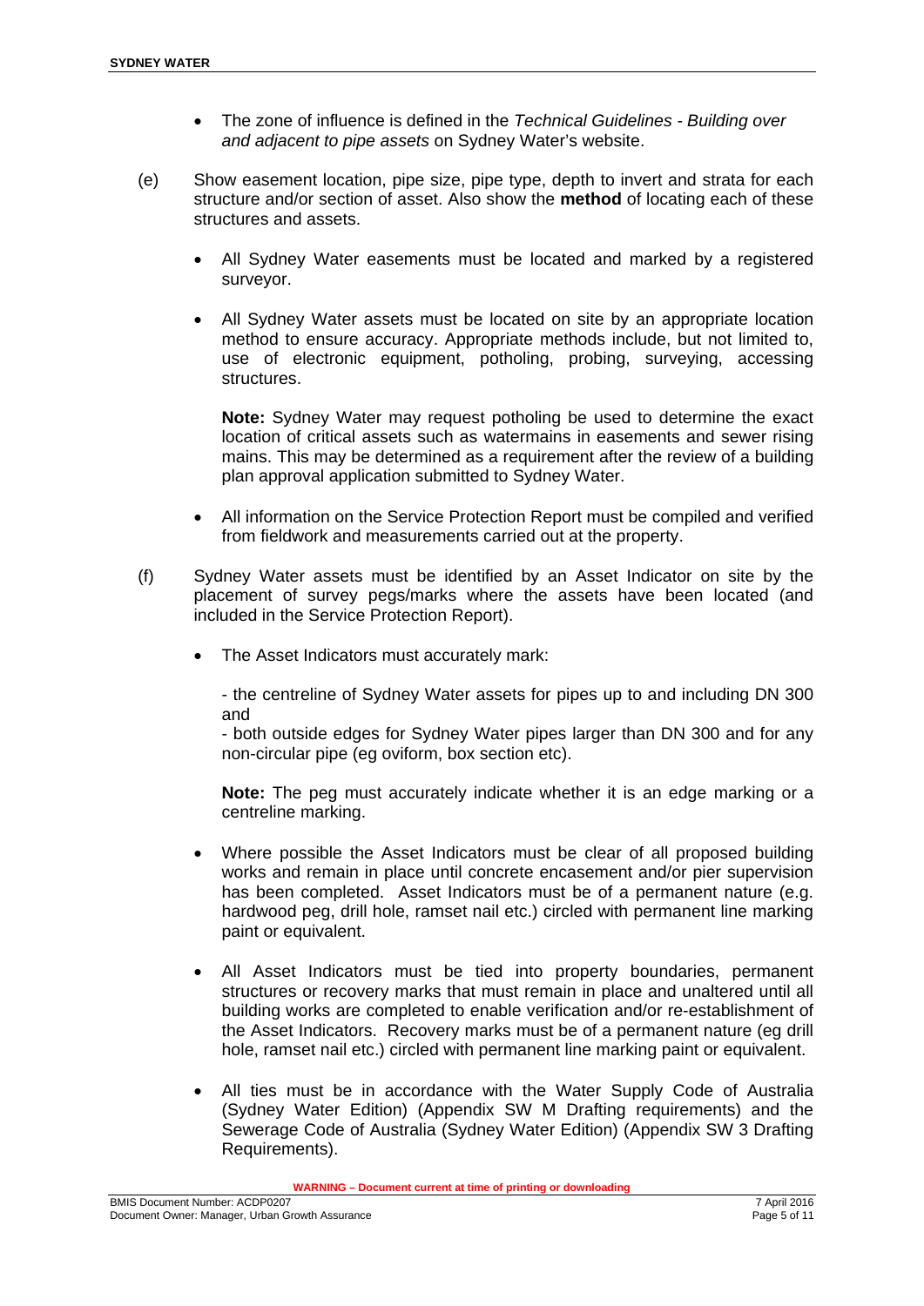- The zone of influence is defined in the *Technical Guidelines - Building over and adjacent to pipe assets* on Sydney Water's website.

(e) Show easement location, pipe size, pipe type, depth to invert and strata for each structure and/or section of asset. Also show the **method** of locating each of these structures and assets.

- All Sydney Water easements must be located and marked by a registered surveyor.

- All Sydney Water assets must be located on site by an appropriate location method to ensure accuracy. Appropriate methods include, but not limited to, use of electronic equipment, potholing, probing, surveying, accessing structures.

  **Note:** Sydney Water may request potholing be used to determine the exact location of critical assets such as watermains in easements and sewer rising mains. This may be determined as a requirement after the review of a building plan approval application submitted to Sydney Water.

- All information on the Service Protection Report must be compiled and verified from fieldwork and measurements carried out at the property.

(f) Sydney Water assets must be identified by an Asset Indicator on site by the placement of survey pegs/marks where the assets have been located (and included in the Service Protection Report).

- The Asset Indicators must accurately mark:

  - the centreline of Sydney Water assets for pipes up to and including DN 300 and
  - both outside edges for Sydney Water pipes larger than DN 300 and for any non-circular pipe (eg oviform, box section etc).

  **Note:** The peg must accurately indicate whether it is an edge marking or a centreline marking.

- Where possible the Asset Indicators must be clear of all proposed building works and remain in place until concrete encasement and/or pier supervision has been completed. Asset Indicators must be of a permanent nature (e.g. hardwood peg, drill hole, ramset nail etc.) circled with permanent line marking paint or equivalent.

- All Asset Indicators must be tied into property boundaries, permanent structures or recovery marks that must remain in place and unaltered until all building works are completed to enable verification and/or re-establishment of the Asset Indicators. Recovery marks must be of a permanent nature (eg drill hole, ramset nail etc.) circled with permanent line marking paint or equivalent.

- All ties must be in accordance with the Water Supply Code of Australia (Sydney Water Edition) (Appendix SW M Drafting requirements) and the Sewerage Code of Australia (Sydney Water Edition) (Appendix SW 3 Drafting Requirements).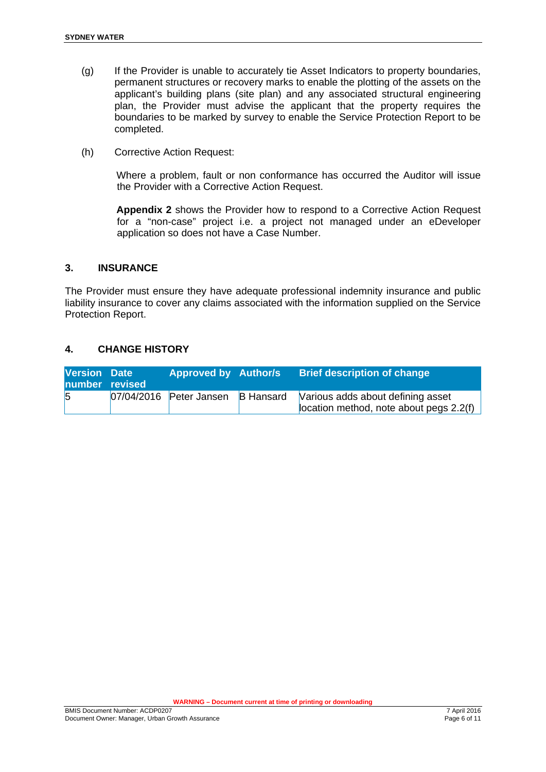(g) If the Provider is unable to accurately tie Asset Indicators to property boundaries, permanent structures or recovery marks to enable the plotting of the assets on the applicant's building plans (site plan) and any associated structural engineering plan, the Provider must advise the applicant that the property requires the boundaries to be marked by survey to enable the Service Protection Report to be completed.

(h) Corrective Action Request:

Where a problem, fault or non conformance has occurred the Auditor will issue the Provider with a Corrective Action Request.

**Appendix 2** shows the Provider how to respond to a Corrective Action Request for a "non-case" project i.e. a project not managed under an eDeveloper application so does not have a Case Number.

## 3. INSURANCE

The Provider must ensure they have adequate professional indemnity insurance and public liability insurance to cover any claims associated with the information supplied on the Service Protection Report.

## 4. CHANGE HISTORY

| Version number | Date revised | Approved by | Author/s | Brief description of change |
|---|---|---|---|---|
| 5 | 07/04/2016 | Peter Jansen | B Hansard | Various adds about defining asset location method, note about pegs 2.2(f) |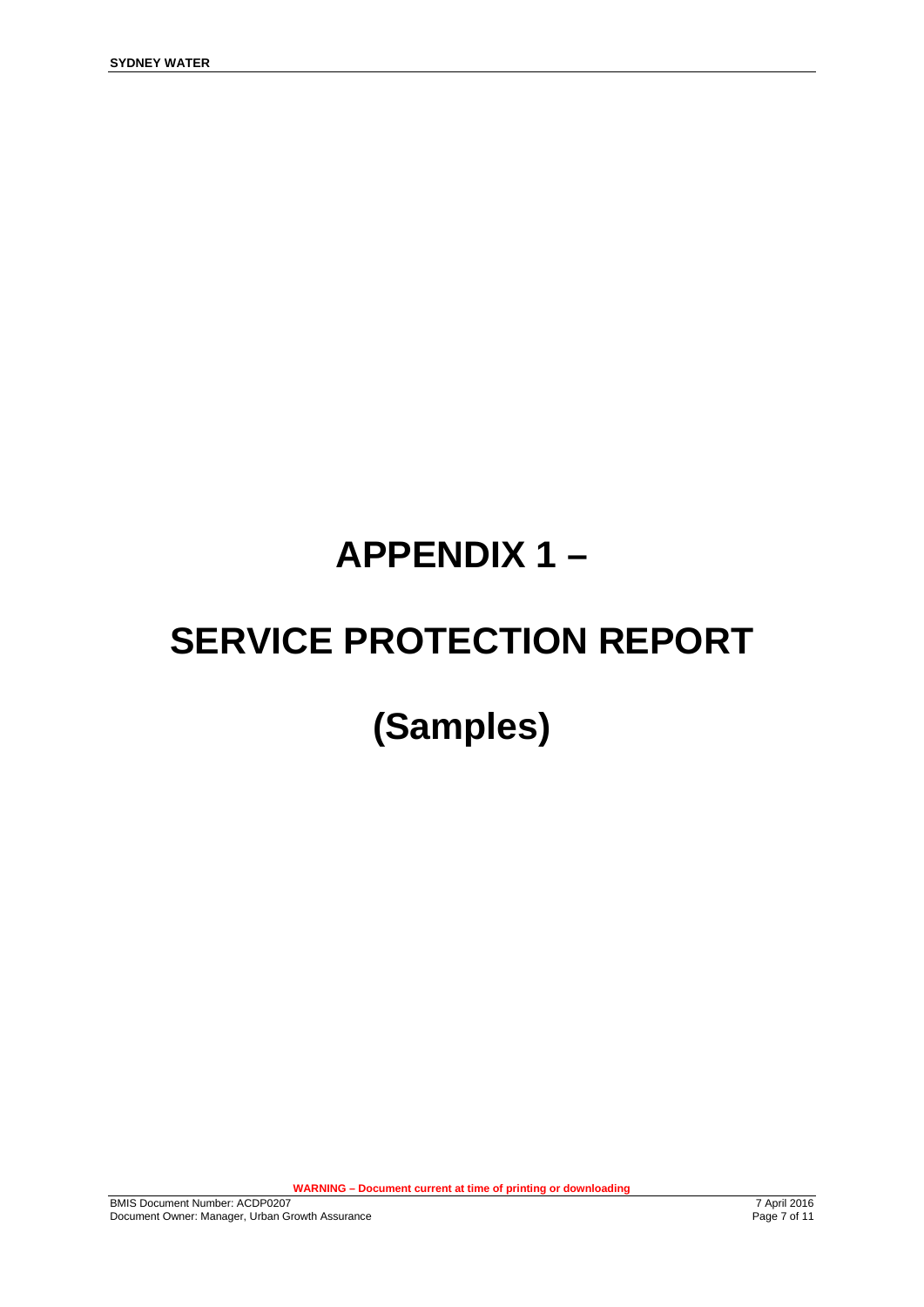# APPENDIX 1 –

# SERVICE PROTECTION REPORT

# (Samples)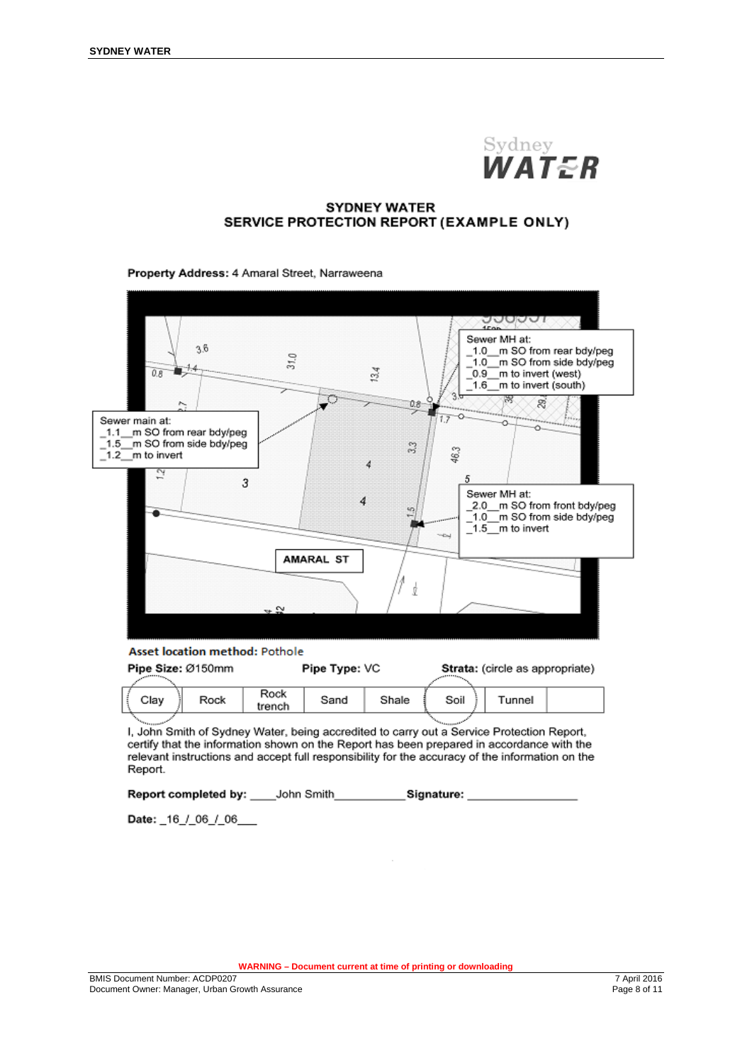# SYDNEY WATER SERVICE PROTECTION REPORT (EXAMPLE ONLY)

**Property Address:** 4 Amaral Street, Narraweena

Sewer MH at:
_1.0__m SO from rear bdy/peg
_1.0__m SO from side bdy/peg
_0.9__m to invert (west)
_1.6__m to invert (south)

Sewer main at:
_1.1__m SO from rear bdy/peg
_1.5__m SO from side bdy/peg
_1.2__m to invert

Sewer MH at:
_2.0__m SO from front bdy/peg
_1.0__m SO from side bdy/peg
_1.5__m to invert

AMARAL ST

**Asset location method:** Pothole

**Pipe Size:** Ø150mm **Pipe Type:** VC **Strata:** (circle as appropriate)

| Clay | Rock | Rock trench | Sand | Shale | Soil | Tunnel | |
|---|---|---|---|---|---|---|---|

I, John Smith of Sydney Water, being accredited to carry out a Service Protection Report, certify that the information shown on the Report has been prepared in accordance with the relevant instructions and accept full responsibility for the accuracy of the information on the Report.

**Report completed by:** ____John Smith__________ **Signature:** ________________

**Date:** _16_/_06_/_06___

**WARNING – Document current at time of printing or downloading**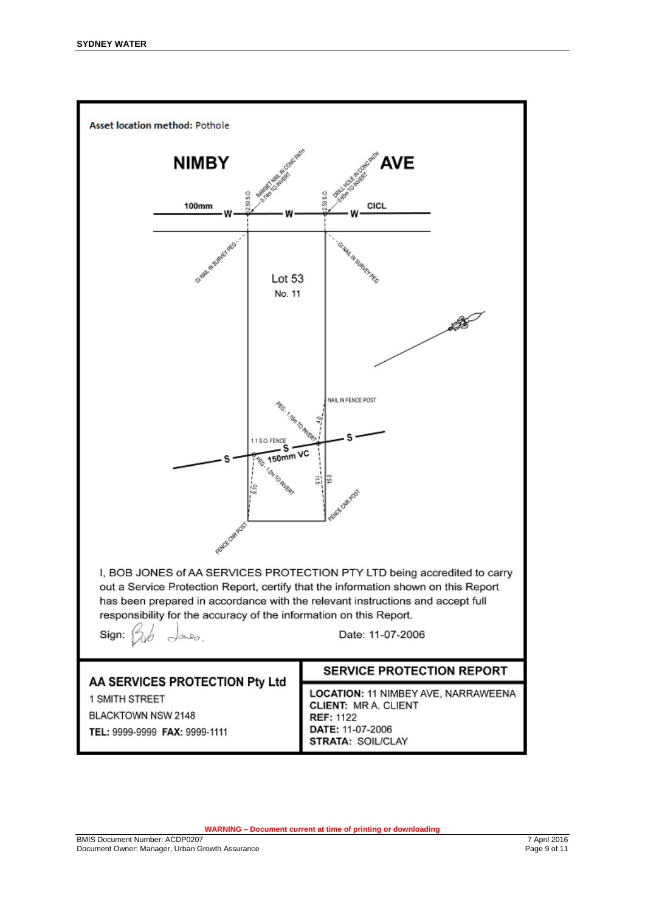**Asset location method:** Pothole

NIMBY AVE

100mm W W W CICL

RAMSET NAIL IN CONC PATH 0.74m TO INVERT

DRILL HOLE IN CONC PATH 0.85m TO INVERT

2.50 S.O.

2.50 S.O.

GI NAIL IN SURVEY PEG

GI NAIL IN SURVEY PEG

Lot 53

No. 11

NAIL IN FENCE POST

PEG - 1.15m TO INVERT

4.0

1.1 S.O. FENCE

S 150mm VC S S

PEG - 1.2m TO INVERT

9.70

11.5

15.0

FENCE CNR POST

FENCE CNR POST

I, BOB JONES of AA SERVICES PROTECTION PTY LTD being accredited to carry out a Service Protection Report, certify that the information shown on this Report has been prepared in accordance with the relevant instructions and accept full responsibility for the accuracy of the information on this Report.

Sign: Bob Jones.

Date: 11-07-2006

| **AA SERVICES PROTECTION Pty Ltd** | **SERVICE PROTECTION REPORT** |
|---|---|
| 1 SMITH STREET<br>BLACKTOWN NSW 2148<br>**TEL:** 9999-9999 **FAX:** 9999-1111 | **LOCATION:** 11 NIMBEY AVE, NARRAWEENA<br>**CLIENT:** MR A. CLIENT<br>**REF:** 1122<br>**DATE:** 11-07-2006<br>**STRATA:** SOIL/CLAY |

**WARNING – Document current at time of printing or downloading**

BMIS Document Number: ACDP0207
Document Owner: Manager, Urban Growth Assurance
7 April 2016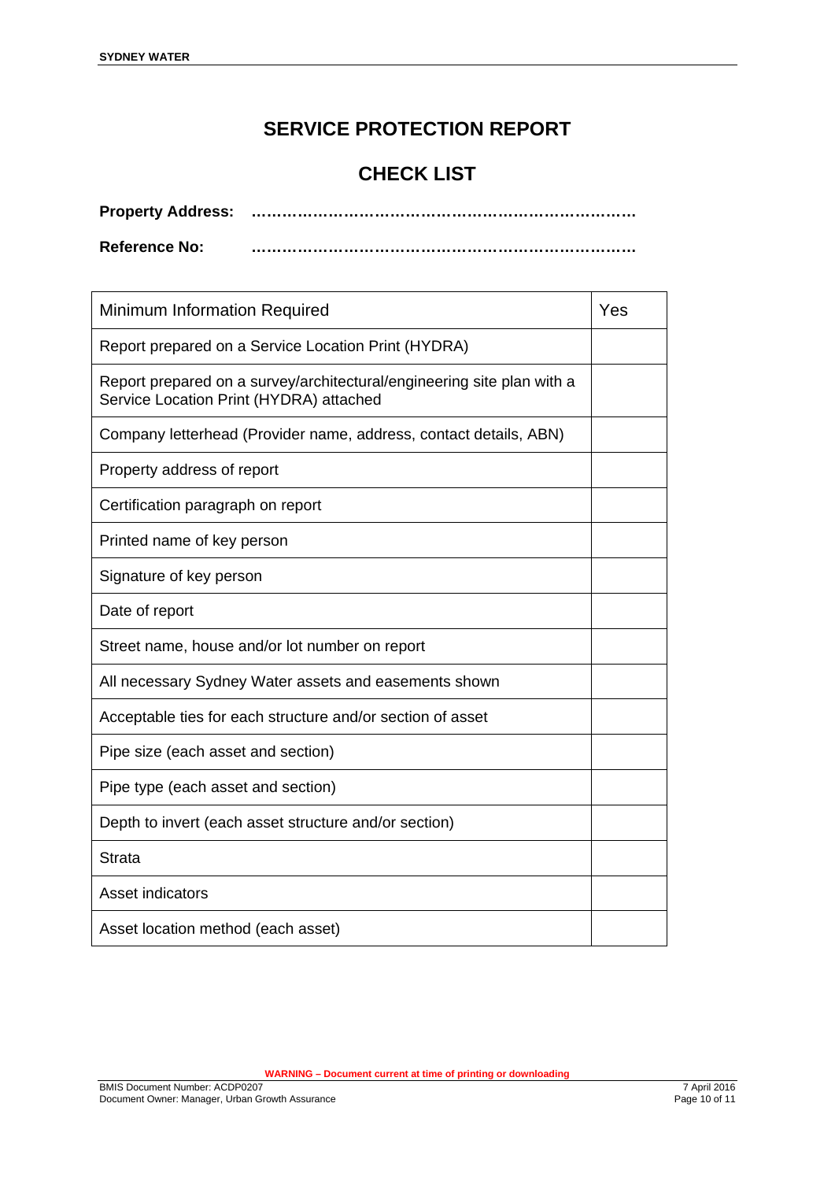# SERVICE PROTECTION REPORT

## CHECK LIST

**Property Address:** ……………………………………………………………….

**Reference No:** ……………………………………………………………….

| Minimum Information Required | Yes |
|---|---|
| Report prepared on a Service Location Print (HYDRA) | |
| Report prepared on a survey/architectural/engineering site plan with a Service Location Print (HYDRA) attached | |
| Company letterhead (Provider name, address, contact details, ABN) | |
| Property address of report | |
| Certification paragraph on report | |
| Printed name of key person | |
| Signature of key person | |
| Date of report | |
| Street name, house and/or lot number on report | |
| All necessary Sydney Water assets and easements shown | |
| Acceptable ties for each structure and/or section of asset | |
| Pipe size (each asset and section) | |
| Pipe type (each asset and section) | |
| Depth to invert (each asset structure and/or section) | |
| Strata | |
| Asset indicators | |
| Asset location method (each asset) | |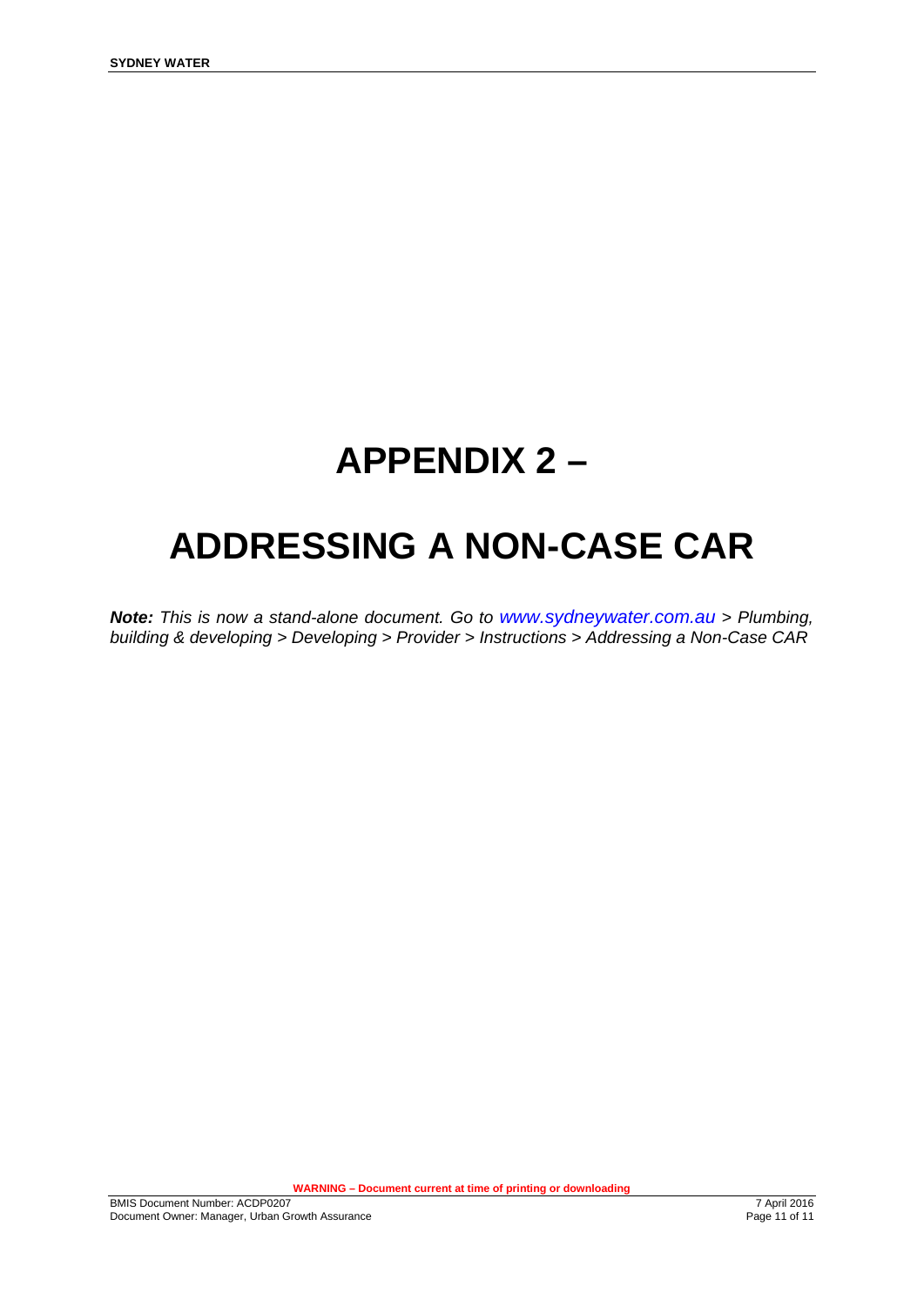# APPENDIX 2 –

# ADDRESSING A NON-CASE CAR

***Note:*** *This is now a stand-alone document. Go to www.sydneywater.com.au > Plumbing, building & developing > Developing > Provider > Instructions > Addressing a Non-Case CAR*